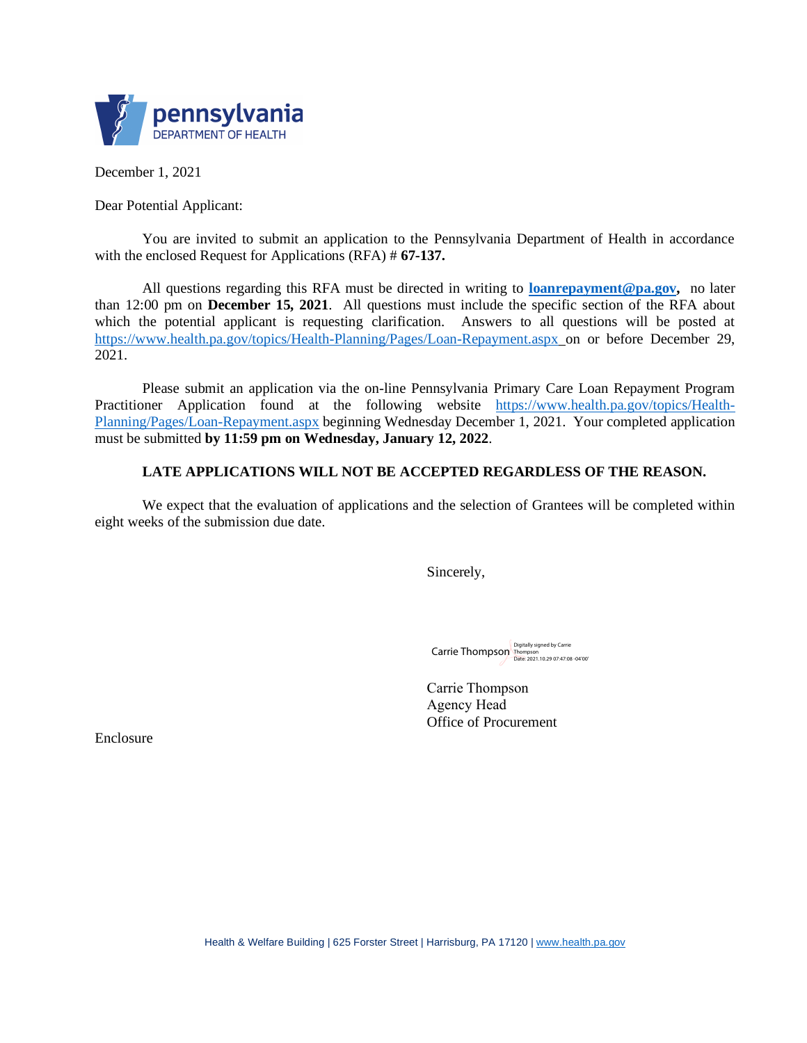pennsylvania
DEPARTMENT OF HEALTH

December 1, 2021

Dear Potential Applicant:

You are invited to submit an application to the Pennsylvania Department of Health in accordance with the enclosed Request for Applications (RFA) # **67-137.**

All questions regarding this RFA must be directed in writing to **loanrepayment@pa.gov,** no later than 12:00 pm on **December 15, 2021**. All questions must include the specific section of the RFA about which the potential applicant is requesting clarification. Answers to all questions will be posted at https://www.health.pa.gov/topics/Health-Planning/Pages/Loan-Repayment.aspx on or before December 29, 2021.

Please submit an application via the on-line Pennsylvania Primary Care Loan Repayment Program Practitioner Application found at the following website https://www.health.pa.gov/topics/Health-Planning/Pages/Loan-Repayment.aspx beginning Wednesday December 1, 2021. Your completed application must be submitted **by 11:59 pm on Wednesday, January 12, 2022**.

**LATE APPLICATIONS WILL NOT BE ACCEPTED REGARDLESS OF THE REASON.**

We expect that the evaluation of applications and the selection of Grantees will be completed within eight weeks of the submission due date.

Sincerely,

Carrie Thompson
Digitally signed by Carrie Thompson
Date: 2021.10.29 07:47:08 -04'00'

Carrie Thompson
Agency Head
Office of Procurement

Enclosure

Health & Welfare Building | 625 Forster Street | Harrisburg, PA 17120 | www.health.pa.gov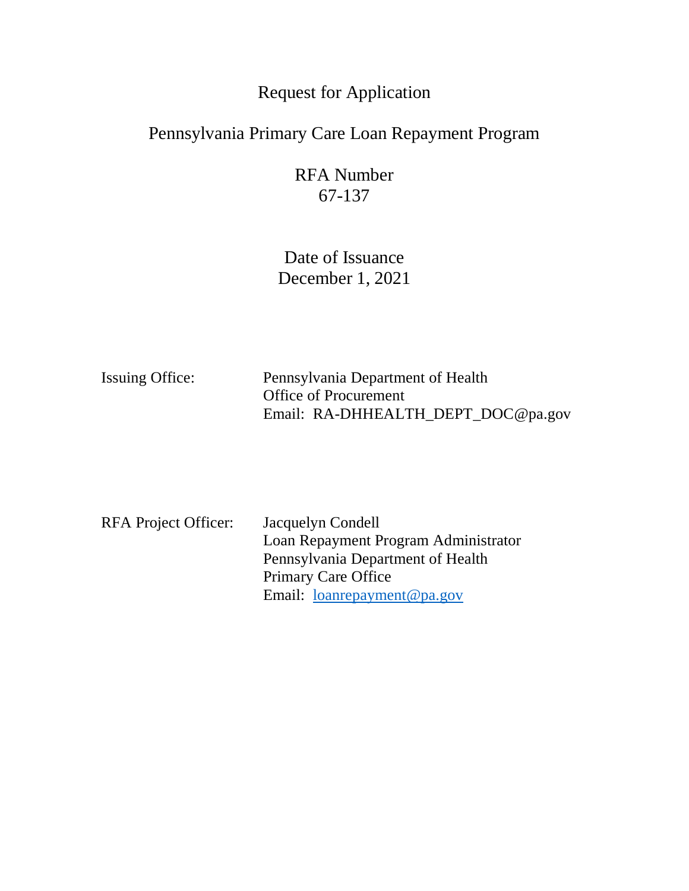# Request for Application

## Pennsylvania Primary Care Loan Repayment Program

RFA Number
67-137

Date of Issuance
December 1, 2021

Issuing Office: Pennsylvania Department of Health
Office of Procurement
Email: RA-DHHEALTH_DEPT_DOC@pa.gov

RFA Project Officer: Jacquelyn Condell
Loan Repayment Program Administrator
Pennsylvania Department of Health
Primary Care Office
Email: loanrepayment@pa.gov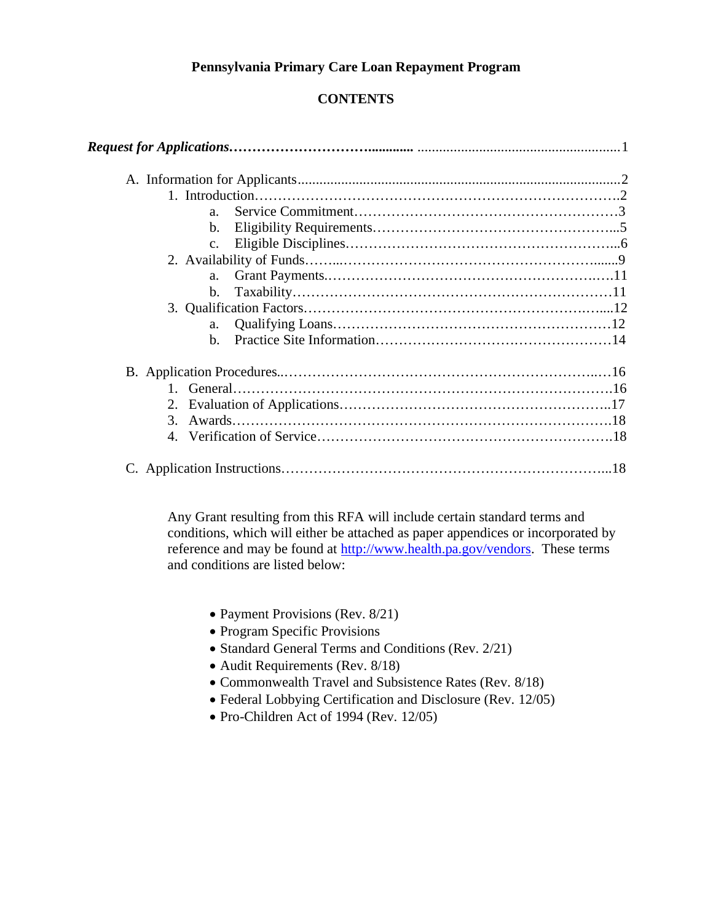# Pennsylvania Primary Care Loan Repayment Program

## CONTENTS

***Request for Applications*** ........................................................................................1

A. Information for Applicants.......................................................................................2

   1. Introduction........................................................................................2

      a. Service Commitment........................................................................3

      b. Eligibility Requirements....................................................................5

      c. Eligible Disciplines.........................................................................6

   2. Availability of Funds.......................................................................9

      a. Grant Payments..........................................................................11

      b. Taxability..................................................................................11

   3. Qualification Factors......................................................................12

      a. Qualifying Loans........................................................................12

      b. Practice Site Information.................................................................14

B. Application Procedures.......................................................................16

   1. General..........................................................................................16

   2. Evaluation of Applications..............................................................17

   3. Awards..........................................................................................18

   4. Verification of Service....................................................................18

C. Application Instructions.......................................................................18

Any Grant resulting from this RFA will include certain standard terms and conditions, which will either be attached as paper appendices or incorporated by reference and may be found at [http://www.health.pa.gov/vendors](http://www.health.pa.gov/vendors). These terms and conditions are listed below:

- Payment Provisions (Rev. 8/21)
- Program Specific Provisions
- Standard General Terms and Conditions (Rev. 2/21)
- Audit Requirements (Rev. 8/18)
- Commonwealth Travel and Subsistence Rates (Rev. 8/18)
- Federal Lobbying Certification and Disclosure (Rev. 12/05)
- Pro-Children Act of 1994 (Rev. 12/05)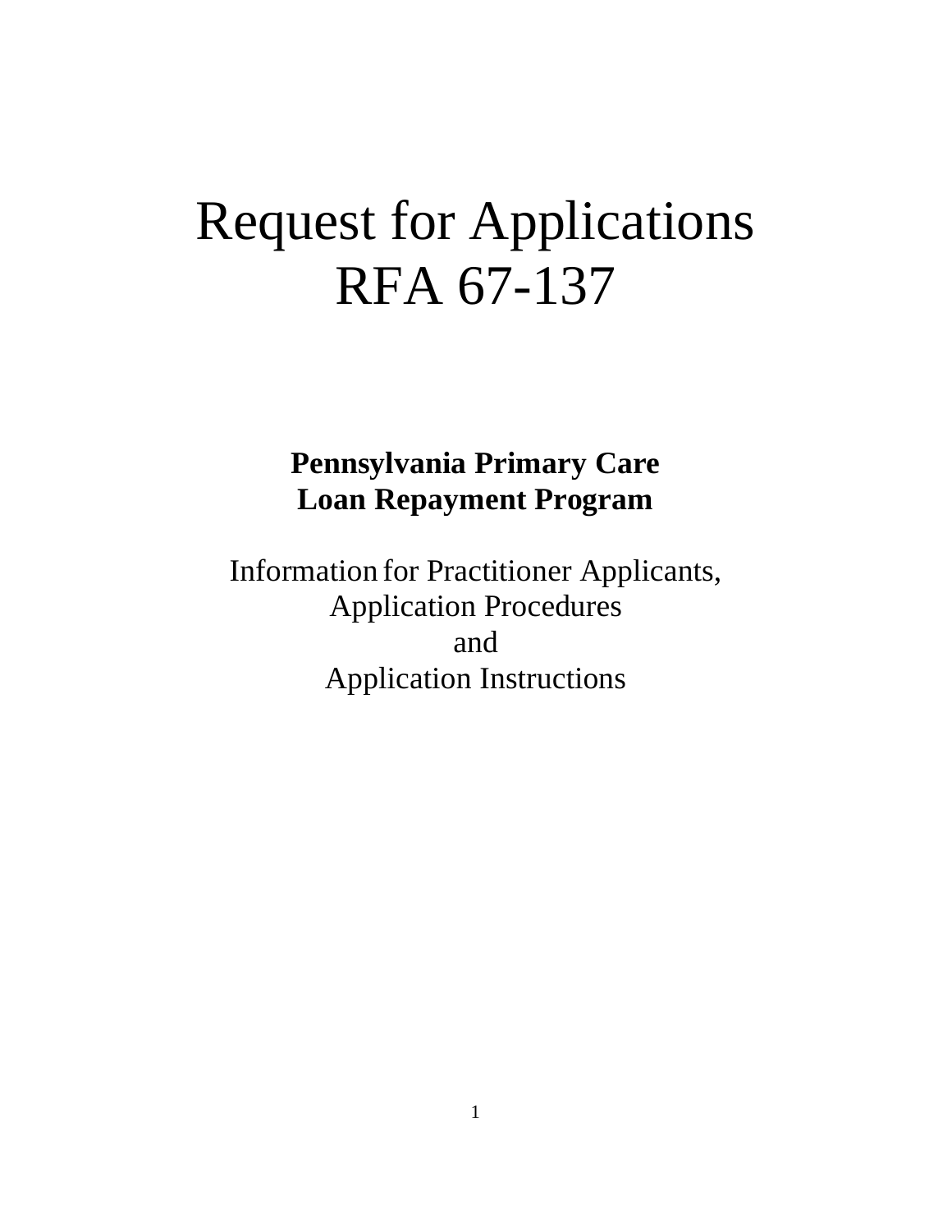# Request for Applications RFA 67-137

**Pennsylvania Primary Care Loan Repayment Program**

Information for Practitioner Applicants,
Application Procedures
and
Application Instructions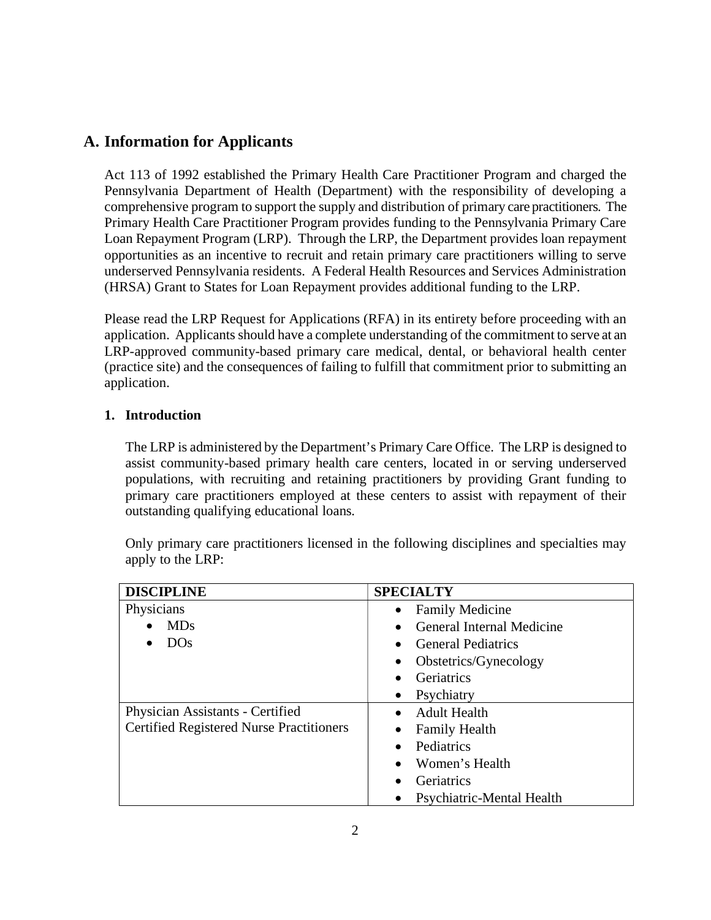## A. Information for Applicants

Act 113 of 1992 established the Primary Health Care Practitioner Program and charged the Pennsylvania Department of Health (Department) with the responsibility of developing a comprehensive program to support the supply and distribution of primary care practitioners. The Primary Health Care Practitioner Program provides funding to the Pennsylvania Primary Care Loan Repayment Program (LRP). Through the LRP, the Department provides loan repayment opportunities as an incentive to recruit and retain primary care practitioners willing to serve underserved Pennsylvania residents. A Federal Health Resources and Services Administration (HRSA) Grant to States for Loan Repayment provides additional funding to the LRP.

Please read the LRP Request for Applications (RFA) in its entirety before proceeding with an application. Applicants should have a complete understanding of the commitment to serve at an LRP-approved community-based primary care medical, dental, or behavioral health center (practice site) and the consequences of failing to fulfill that commitment prior to submitting an application.

### 1. Introduction

The LRP is administered by the Department's Primary Care Office. The LRP is designed to assist community-based primary health care centers, located in or serving underserved populations, with recruiting and retaining practitioners by providing Grant funding to primary care practitioners employed at these centers to assist with repayment of their outstanding qualifying educational loans.

Only primary care practitioners licensed in the following disciplines and specialties may apply to the LRP:

| DISCIPLINE | SPECIALTY |
|---|---|
| Physicians<br>• MDs<br>• DOs | • Family Medicine<br>• General Internal Medicine<br>• General Pediatrics<br>• Obstetrics/Gynecology<br>• Geriatrics<br>• Psychiatry |
| Physician Assistants - Certified<br>Certified Registered Nurse Practitioners | • Adult Health<br>• Family Health<br>• Pediatrics<br>• Women's Health<br>• Geriatrics<br>• Psychiatric-Mental Health |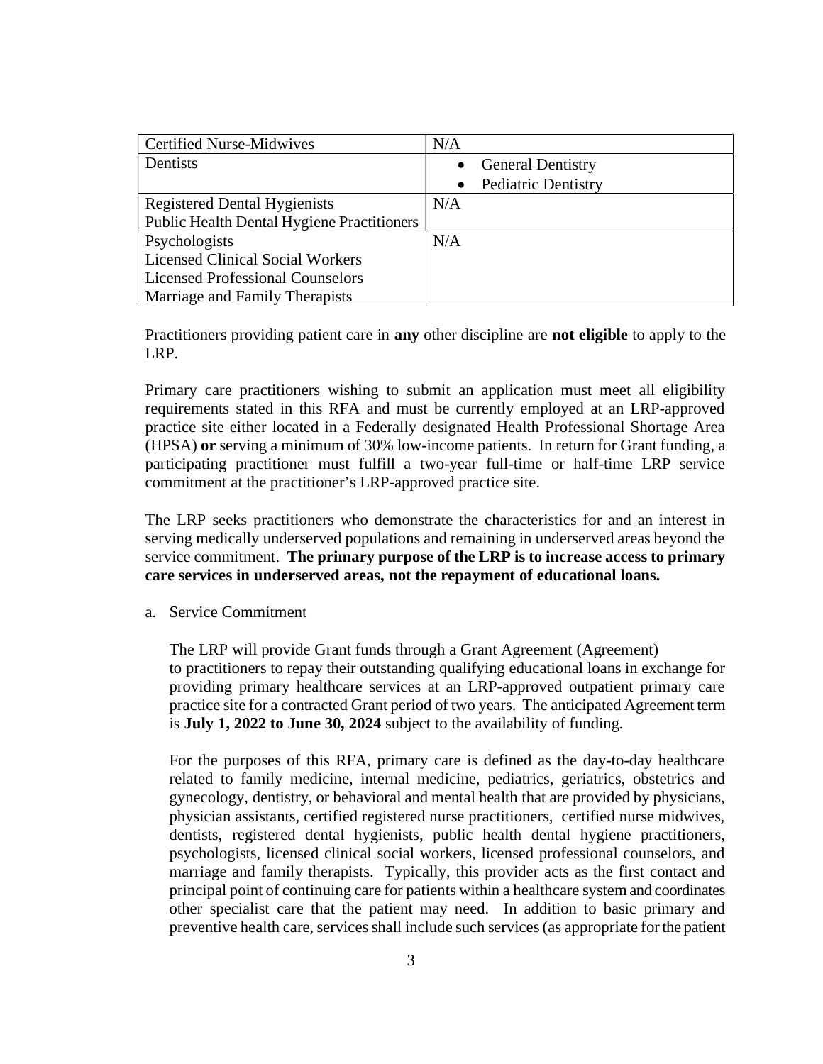| | |
|---|---|
| Certified Nurse-Midwives | N/A |
| Dentists | • General Dentistry<br>• Pediatric Dentistry |
| Registered Dental Hygienists<br>Public Health Dental Hygiene Practitioners | N/A |
| Psychologists<br>Licensed Clinical Social Workers<br>Licensed Professional Counselors<br>Marriage and Family Therapists | N/A |

Practitioners providing patient care in **any** other discipline are **not eligible** to apply to the LRP.

Primary care practitioners wishing to submit an application must meet all eligibility requirements stated in this RFA and must be currently employed at an LRP-approved practice site either located in a Federally designated Health Professional Shortage Area (HPSA) **or** serving a minimum of 30% low-income patients. In return for Grant funding, a participating practitioner must fulfill a two-year full-time or half-time LRP service commitment at the practitioner's LRP-approved practice site.

The LRP seeks practitioners who demonstrate the characteristics for and an interest in serving medically underserved populations and remaining in underserved areas beyond the service commitment. **The primary purpose of the LRP is to increase access to primary care services in underserved areas, not the repayment of educational loans.**

a. Service Commitment

The LRP will provide Grant funds through a Grant Agreement (Agreement) to practitioners to repay their outstanding qualifying educational loans in exchange for providing primary healthcare services at an LRP-approved outpatient primary care practice site for a contracted Grant period of two years. The anticipated Agreement term is **July 1, 2022 to June 30, 2024** subject to the availability of funding.

For the purposes of this RFA, primary care is defined as the day-to-day healthcare related to family medicine, internal medicine, pediatrics, geriatrics, obstetrics and gynecology, dentistry, or behavioral and mental health that are provided by physicians, physician assistants, certified registered nurse practitioners, certified nurse midwives, dentists, registered dental hygienists, public health dental hygiene practitioners, psychologists, licensed clinical social workers, licensed professional counselors, and marriage and family therapists. Typically, this provider acts as the first contact and principal point of continuing care for patients within a healthcare system and coordinates other specialist care that the patient may need. In addition to basic primary and preventive health care, services shall include such services (as appropriate for the patient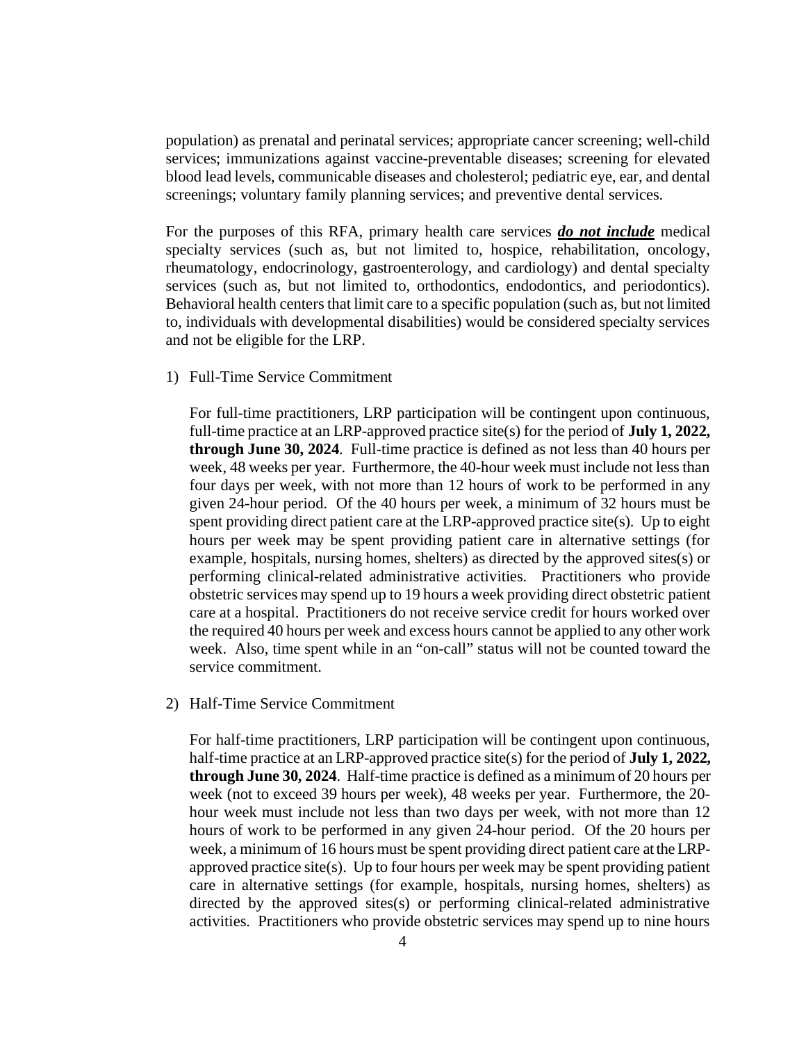population) as prenatal and perinatal services; appropriate cancer screening; well-child services; immunizations against vaccine-preventable diseases; screening for elevated blood lead levels, communicable diseases and cholesterol; pediatric eye, ear, and dental screenings; voluntary family planning services; and preventive dental services.

For the purposes of this RFA, primary health care services ***do not include*** medical specialty services (such as, but not limited to, hospice, rehabilitation, oncology, rheumatology, endocrinology, gastroenterology, and cardiology) and dental specialty services (such as, but not limited to, orthodontics, endodontics, and periodontics). Behavioral health centers that limit care to a specific population (such as, but not limited to, individuals with developmental disabilities) would be considered specialty services and not be eligible for the LRP.

1) Full-Time Service Commitment

   For full-time practitioners, LRP participation will be contingent upon continuous, full-time practice at an LRP-approved practice site(s) for the period of **July 1, 2022, through June 30, 2024**. Full-time practice is defined as not less than 40 hours per week, 48 weeks per year. Furthermore, the 40-hour week must include not less than four days per week, with not more than 12 hours of work to be performed in any given 24-hour period. Of the 40 hours per week, a minimum of 32 hours must be spent providing direct patient care at the LRP-approved practice site(s). Up to eight hours per week may be spent providing patient care in alternative settings (for example, hospitals, nursing homes, shelters) as directed by the approved sites(s) or performing clinical-related administrative activities. Practitioners who provide obstetric services may spend up to 19 hours a week providing direct obstetric patient care at a hospital. Practitioners do not receive service credit for hours worked over the required 40 hours per week and excess hours cannot be applied to any other work week. Also, time spent while in an "on-call" status will not be counted toward the service commitment.

2) Half-Time Service Commitment

   For half-time practitioners, LRP participation will be contingent upon continuous, half-time practice at an LRP-approved practice site(s) for the period of **July 1, 2022, through June 30, 2024**. Half-time practice is defined as a minimum of 20 hours per week (not to exceed 39 hours per week), 48 weeks per year. Furthermore, the 20-hour week must include not less than two days per week, with not more than 12 hours of work to be performed in any given 24-hour period. Of the 20 hours per week, a minimum of 16 hours must be spent providing direct patient care at the LRP-approved practice site(s). Up to four hours per week may be spent providing patient care in alternative settings (for example, hospitals, nursing homes, shelters) as directed by the approved sites(s) or performing clinical-related administrative activities. Practitioners who provide obstetric services may spend up to nine hours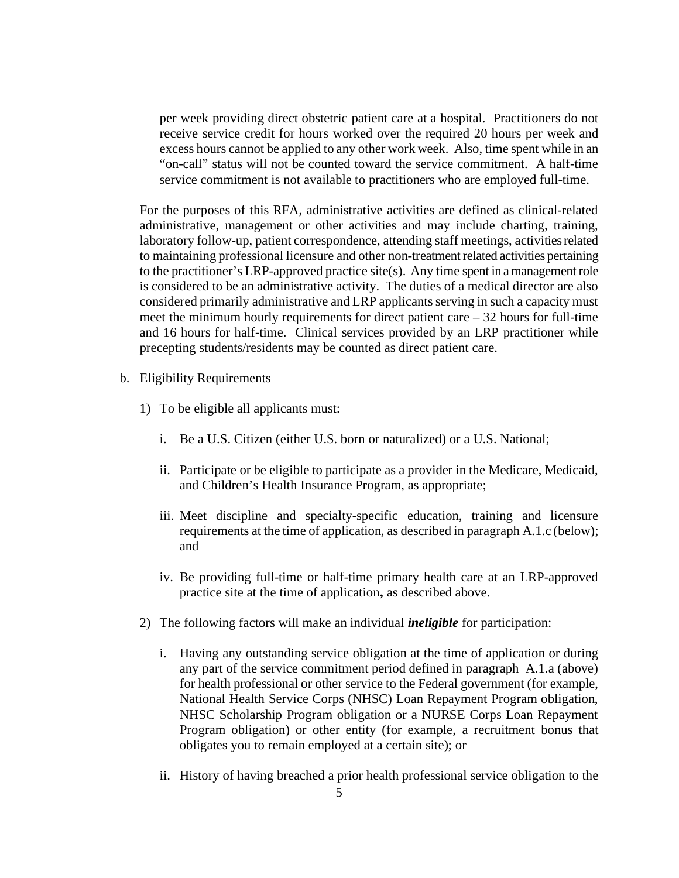per week providing direct obstetric patient care at a hospital. Practitioners do not receive service credit for hours worked over the required 20 hours per week and excess hours cannot be applied to any other work week. Also, time spent while in an "on-call" status will not be counted toward the service commitment. A half-time service commitment is not available to practitioners who are employed full-time.

For the purposes of this RFA, administrative activities are defined as clinical-related administrative, management or other activities and may include charting, training, laboratory follow-up, patient correspondence, attending staff meetings, activities related to maintaining professional licensure and other non-treatment related activities pertaining to the practitioner's LRP-approved practice site(s). Any time spent in a management role is considered to be an administrative activity. The duties of a medical director are also considered primarily administrative and LRP applicants serving in such a capacity must meet the minimum hourly requirements for direct patient care – 32 hours for full-time and 16 hours for half-time. Clinical services provided by an LRP practitioner while precepting students/residents may be counted as direct patient care.

b. Eligibility Requirements

1) To be eligible all applicants must:

   i. Be a U.S. Citizen (either U.S. born or naturalized) or a U.S. National;

   ii. Participate or be eligible to participate as a provider in the Medicare, Medicaid, and Children's Health Insurance Program, as appropriate;

   iii. Meet discipline and specialty-specific education, training and licensure requirements at the time of application, as described in paragraph A.1.c (below); and

   iv. Be providing full-time or half-time primary health care at an LRP-approved practice site at the time of application**,** as described above.

2) The following factors will make an individual ***ineligible*** for participation:

   i. Having any outstanding service obligation at the time of application or during any part of the service commitment period defined in paragraph A.1.a (above) for health professional or other service to the Federal government (for example, National Health Service Corps (NHSC) Loan Repayment Program obligation, NHSC Scholarship Program obligation or a NURSE Corps Loan Repayment Program obligation) or other entity (for example, a recruitment bonus that obligates you to remain employed at a certain site); or

   ii. History of having breached a prior health professional service obligation to the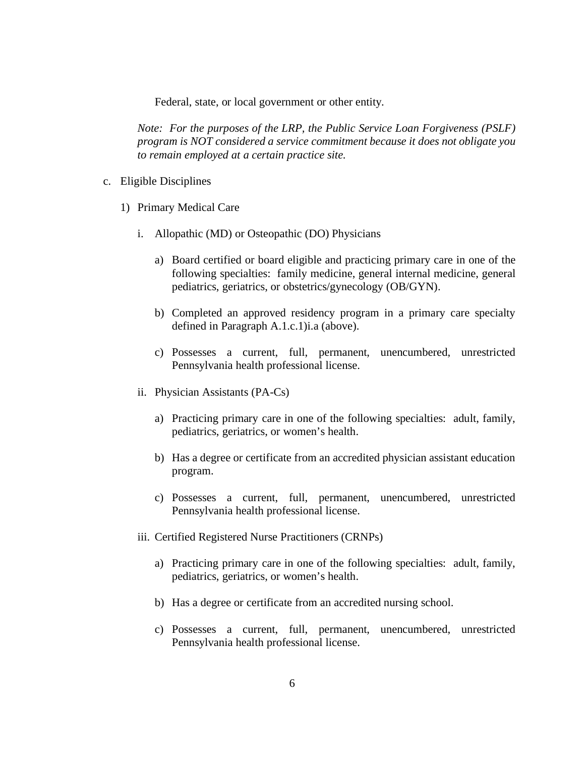Federal, state, or local government or other entity.

*Note: For the purposes of the LRP, the Public Service Loan Forgiveness (PSLF) program is NOT considered a service commitment because it does not obligate you to remain employed at a certain practice site.*

c. Eligible Disciplines

1) Primary Medical Care

i. Allopathic (MD) or Osteopathic (DO) Physicians

a) Board certified or board eligible and practicing primary care in one of the following specialties: family medicine, general internal medicine, general pediatrics, geriatrics, or obstetrics/gynecology (OB/GYN).

b) Completed an approved residency program in a primary care specialty defined in Paragraph A.1.c.1)i.a (above).

c) Possesses a current, full, permanent, unencumbered, unrestricted Pennsylvania health professional license.

ii. Physician Assistants (PA-Cs)

a) Practicing primary care in one of the following specialties: adult, family, pediatrics, geriatrics, or women's health.

b) Has a degree or certificate from an accredited physician assistant education program.

c) Possesses a current, full, permanent, unencumbered, unrestricted Pennsylvania health professional license.

iii. Certified Registered Nurse Practitioners (CRNPs)

a) Practicing primary care in one of the following specialties: adult, family, pediatrics, geriatrics, or women's health.

b) Has a degree or certificate from an accredited nursing school.

c) Possesses a current, full, permanent, unencumbered, unrestricted Pennsylvania health professional license.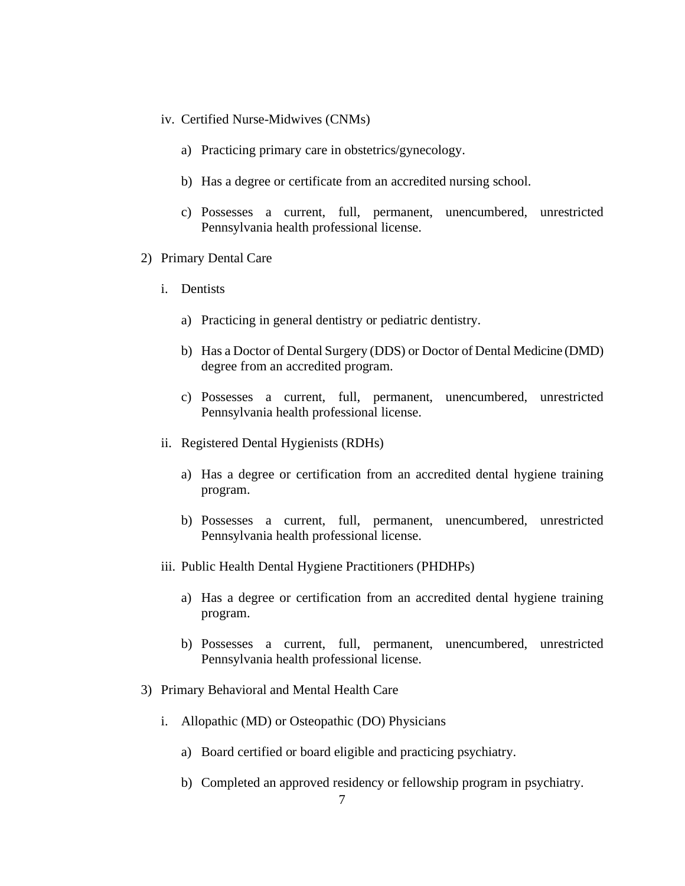iv. Certified Nurse-Midwives (CNMs)

   a) Practicing primary care in obstetrics/gynecology.

   b) Has a degree or certificate from an accredited nursing school.

   c) Possesses a current, full, permanent, unencumbered, unrestricted Pennsylvania health professional license.

2) Primary Dental Care

   i. Dentists

      a) Practicing in general dentistry or pediatric dentistry.

      b) Has a Doctor of Dental Surgery (DDS) or Doctor of Dental Medicine (DMD) degree from an accredited program.

      c) Possesses a current, full, permanent, unencumbered, unrestricted Pennsylvania health professional license.

   ii. Registered Dental Hygienists (RDHs)

      a) Has a degree or certification from an accredited dental hygiene training program.

      b) Possesses a current, full, permanent, unencumbered, unrestricted Pennsylvania health professional license.

   iii. Public Health Dental Hygiene Practitioners (PHDHPs)

      a) Has a degree or certification from an accredited dental hygiene training program.

      b) Possesses a current, full, permanent, unencumbered, unrestricted Pennsylvania health professional license.

3) Primary Behavioral and Mental Health Care

   i. Allopathic (MD) or Osteopathic (DO) Physicians

      a) Board certified or board eligible and practicing psychiatry.

      b) Completed an approved residency or fellowship program in psychiatry.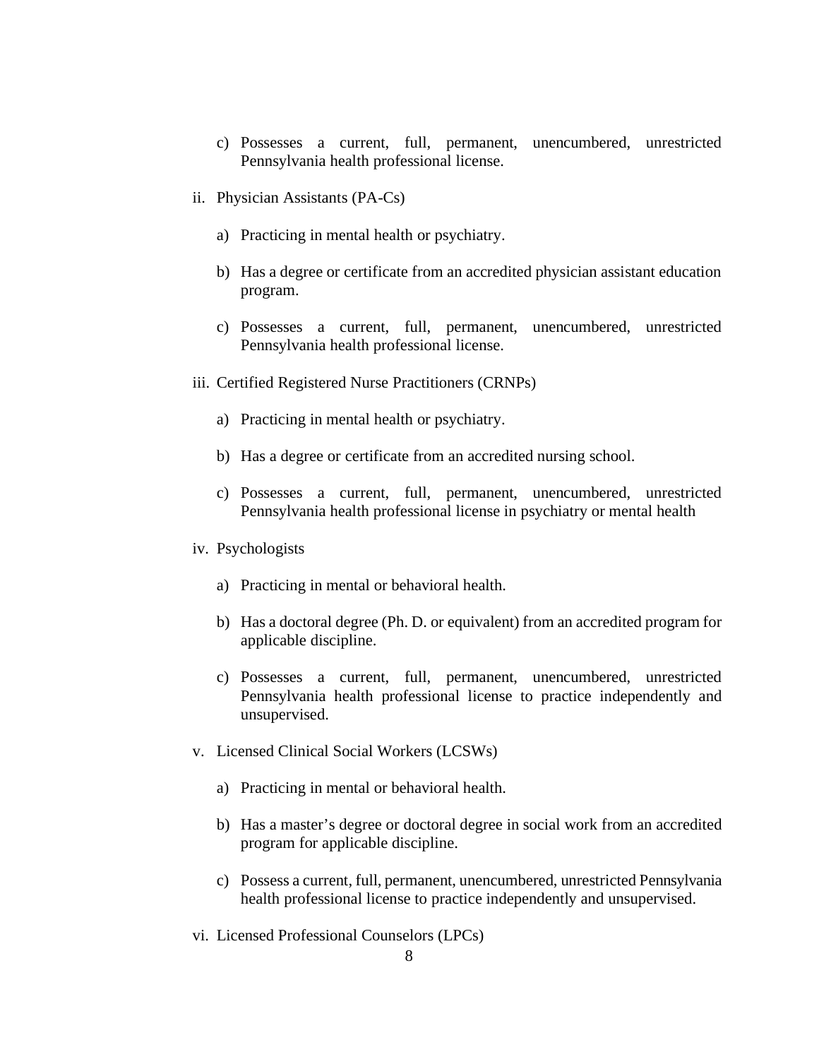c) Possesses a current, full, permanent, unencumbered, unrestricted Pennsylvania health professional license.

ii. Physician Assistants (PA-Cs)

a) Practicing in mental health or psychiatry.

b) Has a degree or certificate from an accredited physician assistant education program.

c) Possesses a current, full, permanent, unencumbered, unrestricted Pennsylvania health professional license.

iii. Certified Registered Nurse Practitioners (CRNPs)

a) Practicing in mental health or psychiatry.

b) Has a degree or certificate from an accredited nursing school.

c) Possesses a current, full, permanent, unencumbered, unrestricted Pennsylvania health professional license in psychiatry or mental health

iv. Psychologists

a) Practicing in mental or behavioral health.

b) Has a doctoral degree (Ph. D. or equivalent) from an accredited program for applicable discipline.

c) Possesses a current, full, permanent, unencumbered, unrestricted Pennsylvania health professional license to practice independently and unsupervised.

v. Licensed Clinical Social Workers (LCSWs)

a) Practicing in mental or behavioral health.

b) Has a master's degree or doctoral degree in social work from an accredited program for applicable discipline.

c) Possess a current, full, permanent, unencumbered, unrestricted Pennsylvania health professional license to practice independently and unsupervised.

vi. Licensed Professional Counselors (LPCs)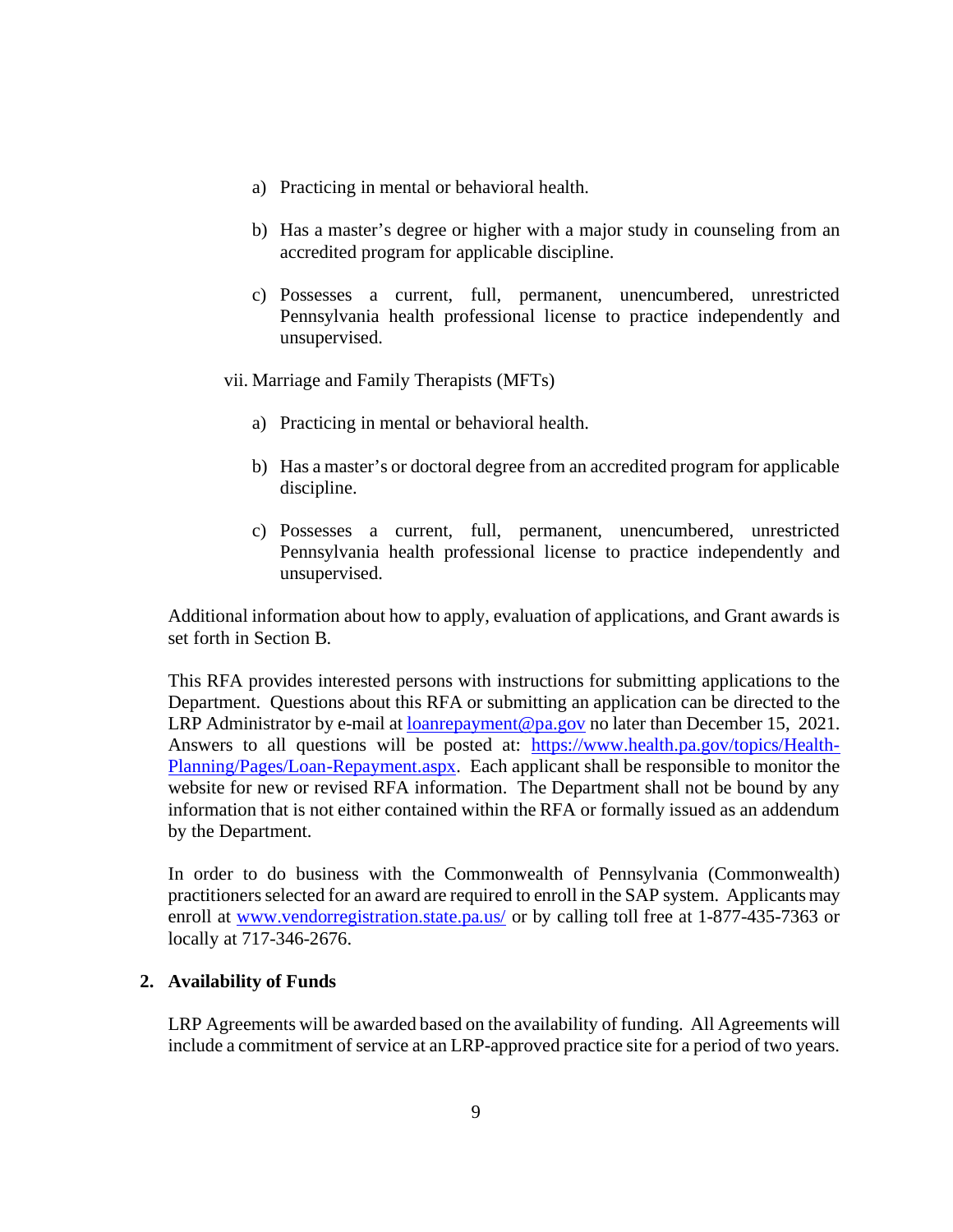a) Practicing in mental or behavioral health.

b) Has a master's degree or higher with a major study in counseling from an accredited program for applicable discipline.

c) Possesses a current, full, permanent, unencumbered, unrestricted Pennsylvania health professional license to practice independently and unsupervised.

vii. Marriage and Family Therapists (MFTs)

a) Practicing in mental or behavioral health.

b) Has a master's or doctoral degree from an accredited program for applicable discipline.

c) Possesses a current, full, permanent, unencumbered, unrestricted Pennsylvania health professional license to practice independently and unsupervised.

Additional information about how to apply, evaluation of applications, and Grant awards is set forth in Section B.

This RFA provides interested persons with instructions for submitting applications to the Department. Questions about this RFA or submitting an application can be directed to the LRP Administrator by e-mail at [loanrepayment@pa.gov](mailto:loanrepayment@pa.gov) no later than December 15, 2021. Answers to all questions will be posted at: [https://www.health.pa.gov/topics/Health-Planning/Pages/Loan-Repayment.aspx](https://www.health.pa.gov/topics/Health-Planning/Pages/Loan-Repayment.aspx). Each applicant shall be responsible to monitor the website for new or revised RFA information. The Department shall not be bound by any information that is not either contained within the RFA or formally issued as an addendum by the Department.

In order to do business with the Commonwealth of Pennsylvania (Commonwealth) practitioners selected for an award are required to enroll in the SAP system. Applicants may enroll at [www.vendorregistration.state.pa.us/](http://www.vendorregistration.state.pa.us/) or by calling toll free at 1-877-435-7363 or locally at 717-346-2676.

**2. Availability of Funds**

LRP Agreements will be awarded based on the availability of funding. All Agreements will include a commitment of service at an LRP-approved practice site for a period of two years.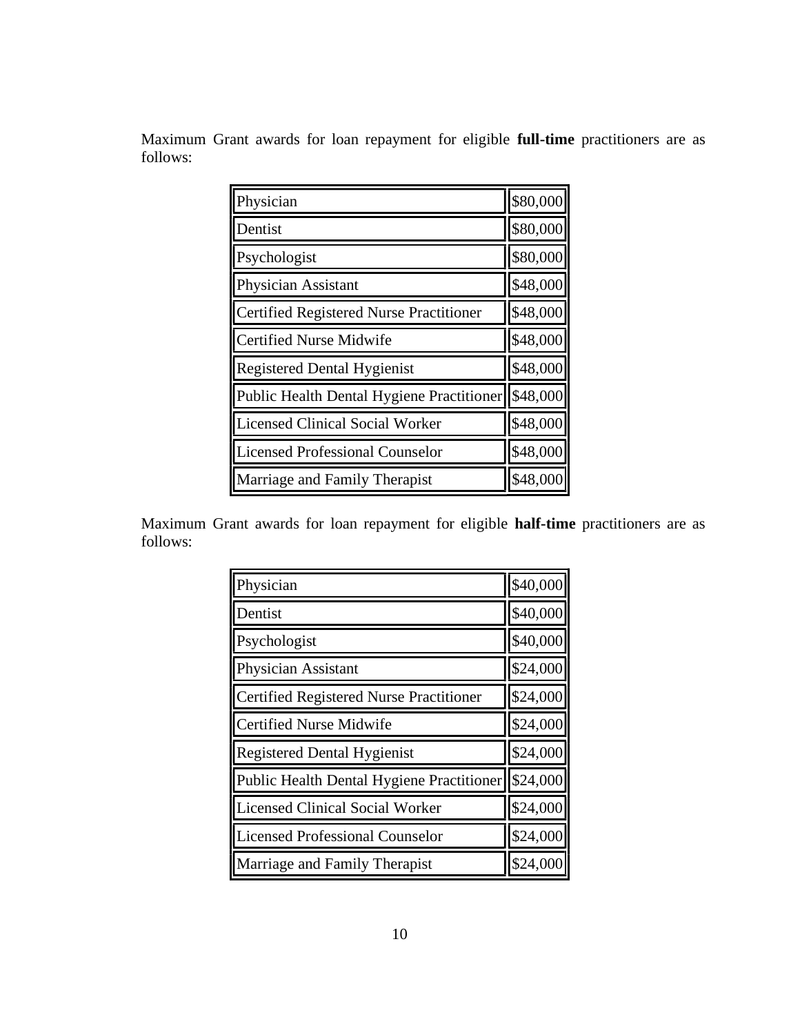Maximum Grant awards for loan repayment for eligible **full-time** practitioners are as follows:

| | |
|---|---|
| Physician | $80,000 |
| Dentist | $80,000 |
| Psychologist | $80,000 |
| Physician Assistant | $48,000 |
| Certified Registered Nurse Practitioner | $48,000 |
| Certified Nurse Midwife | $48,000 |
| Registered Dental Hygienist | $48,000 |
| Public Health Dental Hygiene Practitioner | $48,000 |
| Licensed Clinical Social Worker | $48,000 |
| Licensed Professional Counselor | $48,000 |
| Marriage and Family Therapist | $48,000 |

Maximum Grant awards for loan repayment for eligible **half-time** practitioners are as follows:

| | |
|---|---|
| Physician | $40,000 |
| Dentist | $40,000 |
| Psychologist | $40,000 |
| Physician Assistant | $24,000 |
| Certified Registered Nurse Practitioner | $24,000 |
| Certified Nurse Midwife | $24,000 |
| Registered Dental Hygienist | $24,000 |
| Public Health Dental Hygiene Practitioner | $24,000 |
| Licensed Clinical Social Worker | $24,000 |
| Licensed Professional Counselor | $24,000 |
| Marriage and Family Therapist | $24,000 |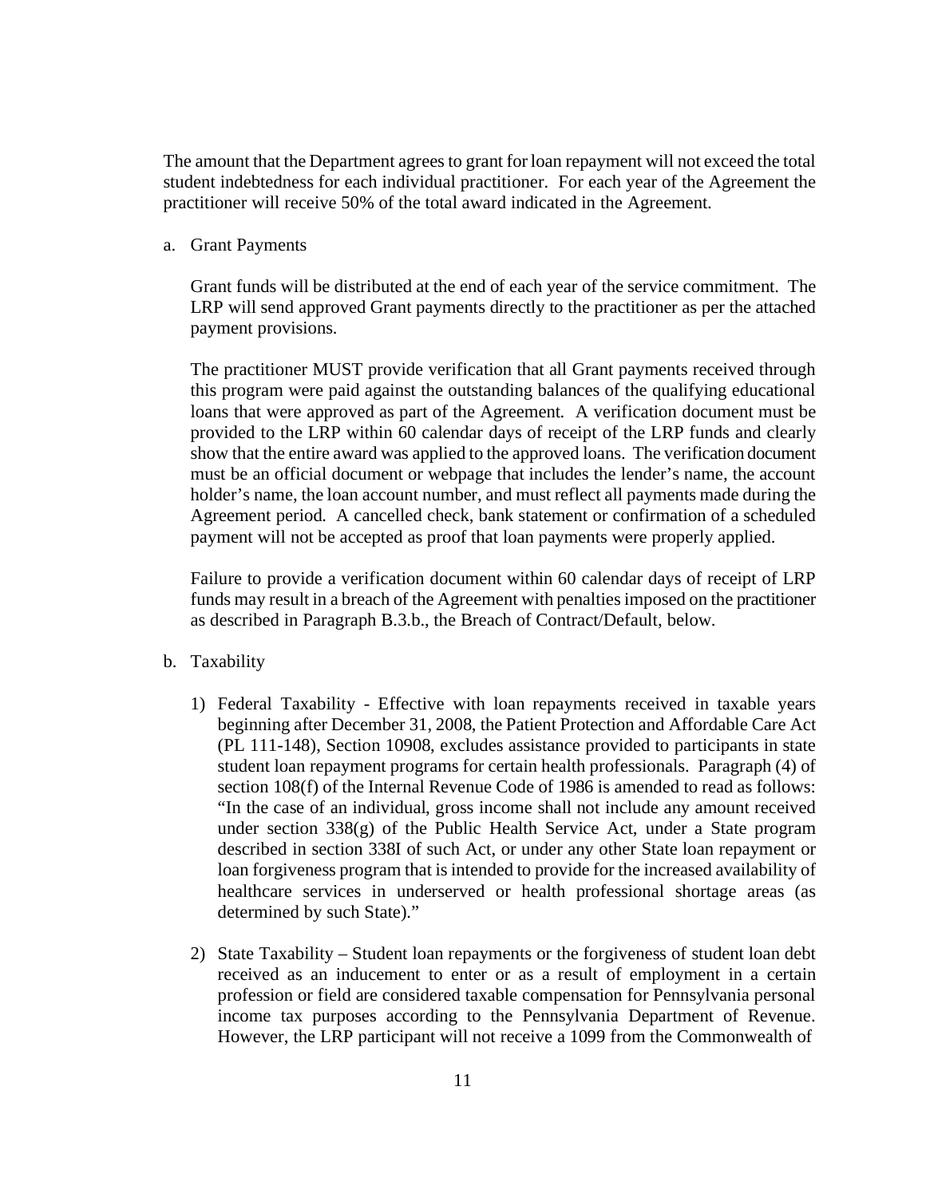The amount that the Department agrees to grant for loan repayment will not exceed the total student indebtedness for each individual practitioner. For each year of the Agreement the practitioner will receive 50% of the total award indicated in the Agreement.

a. Grant Payments

   Grant funds will be distributed at the end of each year of the service commitment. The LRP will send approved Grant payments directly to the practitioner as per the attached payment provisions.

   The practitioner MUST provide verification that all Grant payments received through this program were paid against the outstanding balances of the qualifying educational loans that were approved as part of the Agreement. A verification document must be provided to the LRP within 60 calendar days of receipt of the LRP funds and clearly show that the entire award was applied to the approved loans. The verification document must be an official document or webpage that includes the lender's name, the account holder's name, the loan account number, and must reflect all payments made during the Agreement period. A cancelled check, bank statement or confirmation of a scheduled payment will not be accepted as proof that loan payments were properly applied.

   Failure to provide a verification document within 60 calendar days of receipt of LRP funds may result in a breach of the Agreement with penalties imposed on the practitioner as described in Paragraph B.3.b., the Breach of Contract/Default, below.

b. Taxability

   1) Federal Taxability - Effective with loan repayments received in taxable years beginning after December 31, 2008, the Patient Protection and Affordable Care Act (PL 111-148), Section 10908, excludes assistance provided to participants in state student loan repayment programs for certain health professionals. Paragraph (4) of section 108(f) of the Internal Revenue Code of 1986 is amended to read as follows: "In the case of an individual, gross income shall not include any amount received under section 338(g) of the Public Health Service Act, under a State program described in section 338I of such Act, or under any other State loan repayment or loan forgiveness program that is intended to provide for the increased availability of healthcare services in underserved or health professional shortage areas (as determined by such State)."

   2) State Taxability – Student loan repayments or the forgiveness of student loan debt received as an inducement to enter or as a result of employment in a certain profession or field are considered taxable compensation for Pennsylvania personal income tax purposes according to the Pennsylvania Department of Revenue. However, the LRP participant will not receive a 1099 from the Commonwealth of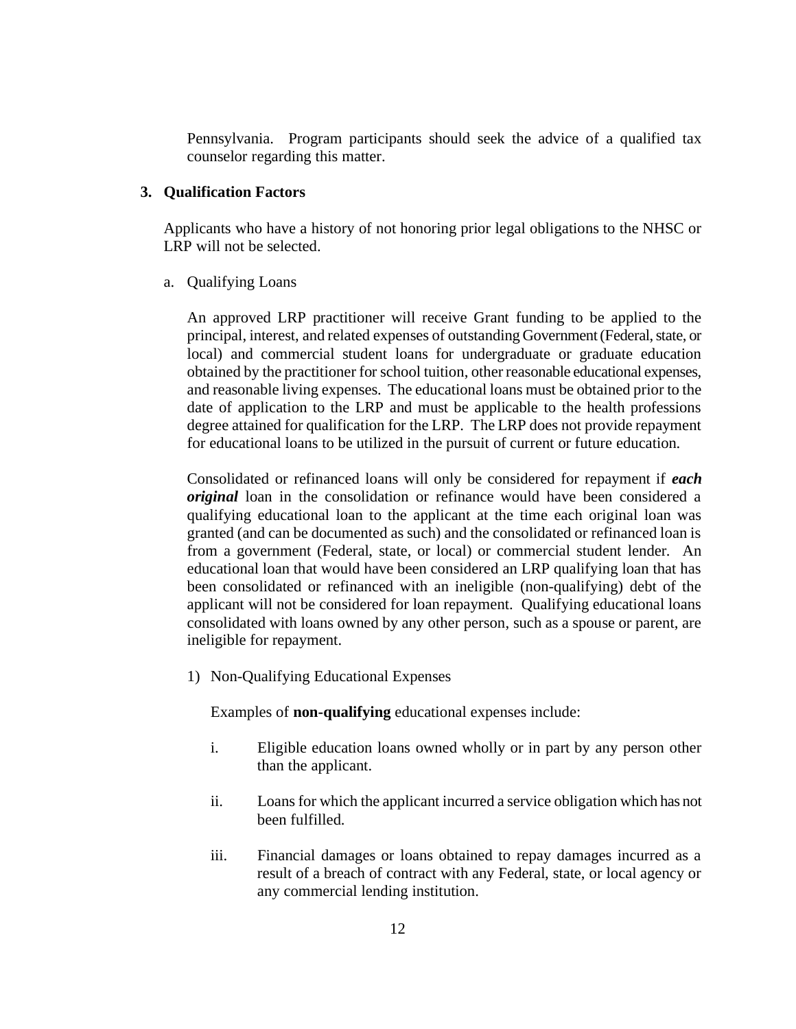Pennsylvania. Program participants should seek the advice of a qualified tax counselor regarding this matter.

### 3. Qualification Factors

Applicants who have a history of not honoring prior legal obligations to the NHSC or LRP will not be selected.

a. Qualifying Loans

An approved LRP practitioner will receive Grant funding to be applied to the principal, interest, and related expenses of outstanding Government (Federal, state, or local) and commercial student loans for undergraduate or graduate education obtained by the practitioner for school tuition, other reasonable educational expenses, and reasonable living expenses. The educational loans must be obtained prior to the date of application to the LRP and must be applicable to the health professions degree attained for qualification for the LRP. The LRP does not provide repayment for educational loans to be utilized in the pursuit of current or future education.

Consolidated or refinanced loans will only be considered for repayment if ***each original*** loan in the consolidation or refinance would have been considered a qualifying educational loan to the applicant at the time each original loan was granted (and can be documented as such) and the consolidated or refinanced loan is from a government (Federal, state, or local) or commercial student lender. An educational loan that would have been considered an LRP qualifying loan that has been consolidated or refinanced with an ineligible (non-qualifying) debt of the applicant will not be considered for loan repayment. Qualifying educational loans consolidated with loans owned by any other person, such as a spouse or parent, are ineligible for repayment.

1) Non-Qualifying Educational Expenses

Examples of **non-qualifying** educational expenses include:

i. Eligible education loans owned wholly or in part by any person other than the applicant.

ii. Loans for which the applicant incurred a service obligation which has not been fulfilled.

iii. Financial damages or loans obtained to repay damages incurred as a result of a breach of contract with any Federal, state, or local agency or any commercial lending institution.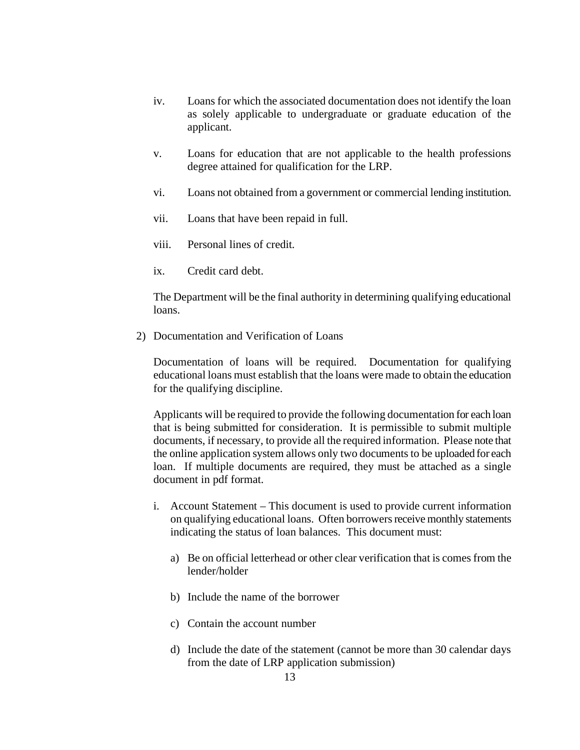iv. Loans for which the associated documentation does not identify the loan as solely applicable to undergraduate or graduate education of the applicant.

v. Loans for education that are not applicable to the health professions degree attained for qualification for the LRP.

vi. Loans not obtained from a government or commercial lending institution.

vii. Loans that have been repaid in full.

viii. Personal lines of credit.

ix. Credit card debt.

The Department will be the final authority in determining qualifying educational loans.

2) Documentation and Verification of Loans

Documentation of loans will be required. Documentation for qualifying educational loans must establish that the loans were made to obtain the education for the qualifying discipline.

Applicants will be required to provide the following documentation for each loan that is being submitted for consideration. It is permissible to submit multiple documents, if necessary, to provide all the required information. Please note that the online application system allows only two documents to be uploaded for each loan. If multiple documents are required, they must be attached as a single document in pdf format.

i. Account Statement – This document is used to provide current information on qualifying educational loans. Often borrowers receive monthly statements indicating the status of loan balances. This document must:

   a) Be on official letterhead or other clear verification that is comes from the lender/holder

   b) Include the name of the borrower

   c) Contain the account number

   d) Include the date of the statement (cannot be more than 30 calendar days from the date of LRP application submission)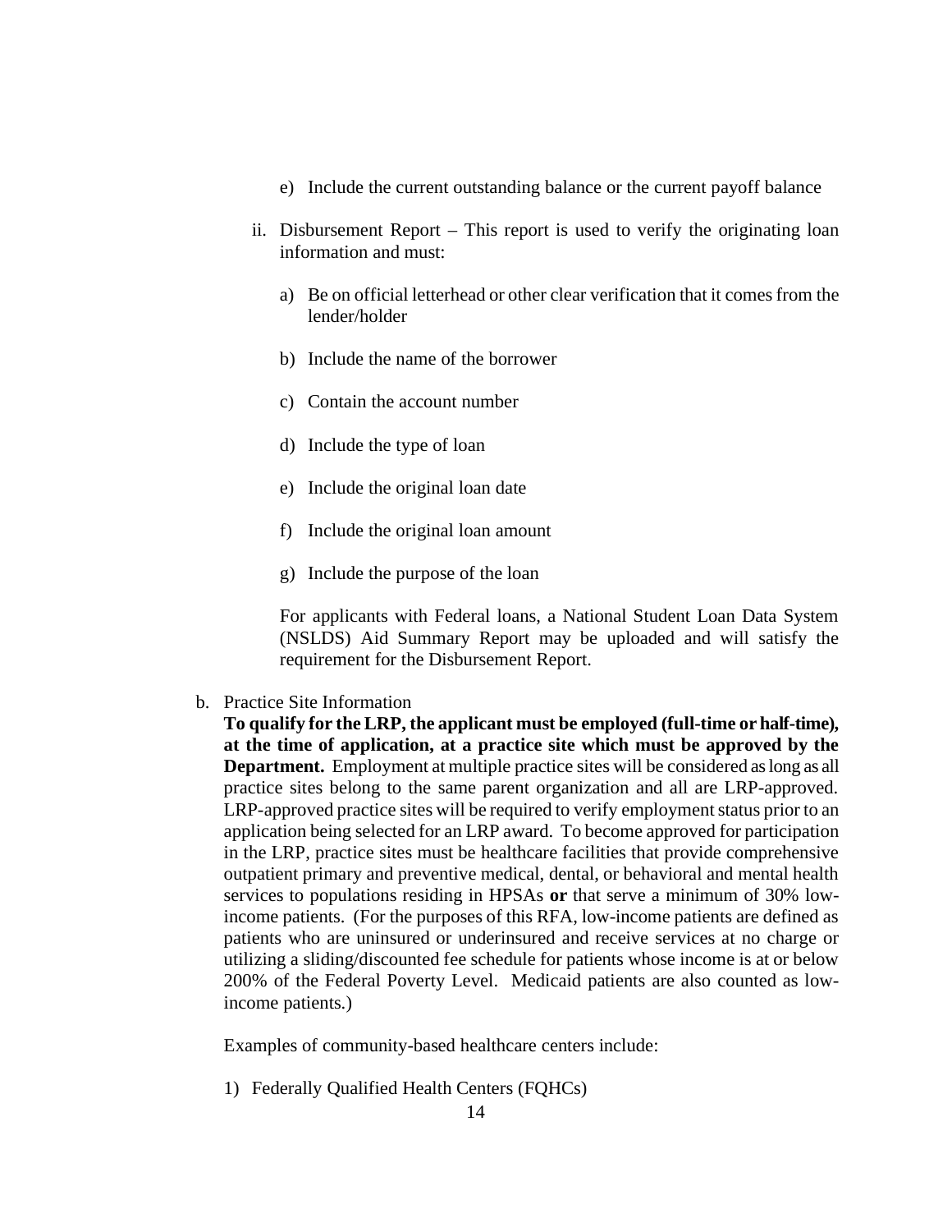e) Include the current outstanding balance or the current payoff balance

ii. Disbursement Report – This report is used to verify the originating loan information and must:

a) Be on official letterhead or other clear verification that it comes from the lender/holder

b) Include the name of the borrower

c) Contain the account number

d) Include the type of loan

e) Include the original loan date

f) Include the original loan amount

g) Include the purpose of the loan

For applicants with Federal loans, a National Student Loan Data System (NSLDS) Aid Summary Report may be uploaded and will satisfy the requirement for the Disbursement Report.

b. Practice Site Information

**To qualify for the LRP, the applicant must be employed (full-time or half-time), at the time of application, at a practice site which must be approved by the Department.** Employment at multiple practice sites will be considered as long as all practice sites belong to the same parent organization and all are LRP-approved. LRP-approved practice sites will be required to verify employment status prior to an application being selected for an LRP award. To become approved for participation in the LRP, practice sites must be healthcare facilities that provide comprehensive outpatient primary and preventive medical, dental, or behavioral and mental health services to populations residing in HPSAs **or** that serve a minimum of 30% low-income patients. (For the purposes of this RFA, low-income patients are defined as patients who are uninsured or underinsured and receive services at no charge or utilizing a sliding/discounted fee schedule for patients whose income is at or below 200% of the Federal Poverty Level. Medicaid patients are also counted as low-income patients.)

Examples of community-based healthcare centers include:

1) Federally Qualified Health Centers (FQHCs)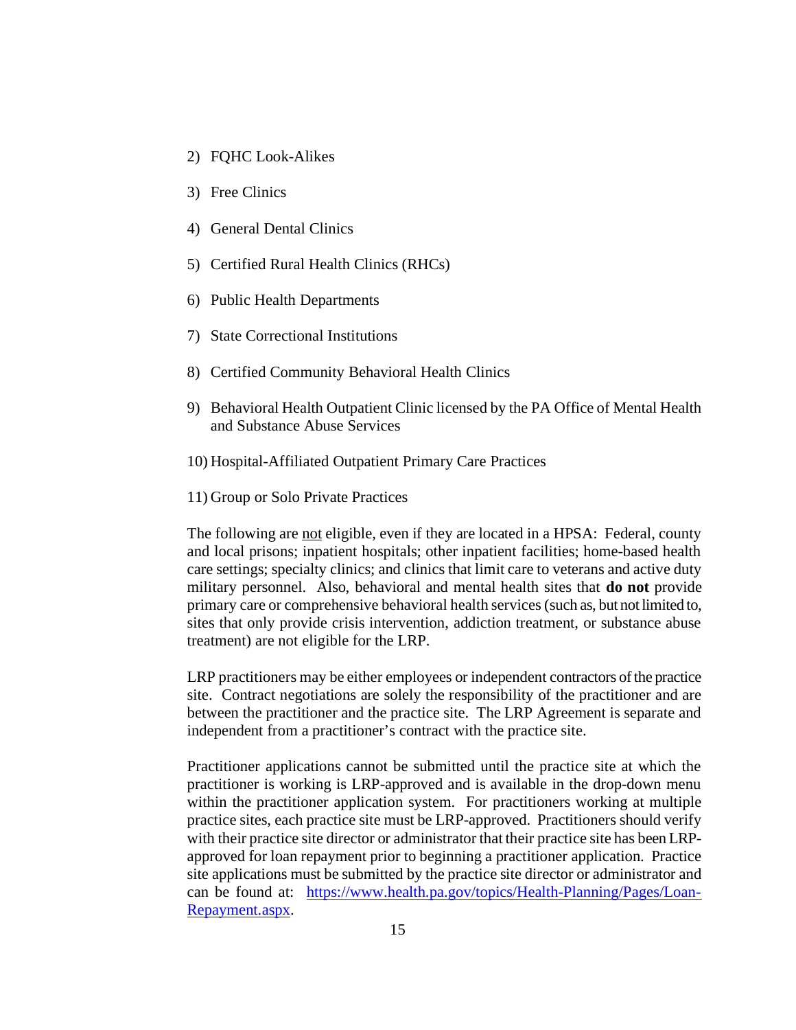2) FQHC Look-Alikes

3) Free Clinics

4) General Dental Clinics

5) Certified Rural Health Clinics (RHCs)

6) Public Health Departments

7) State Correctional Institutions

8) Certified Community Behavioral Health Clinics

9) Behavioral Health Outpatient Clinic licensed by the PA Office of Mental Health and Substance Abuse Services

10) Hospital-Affiliated Outpatient Primary Care Practices

11) Group or Solo Private Practices

The following are <u>not</u> eligible, even if they are located in a HPSA: Federal, county and local prisons; inpatient hospitals; other inpatient facilities; home-based health care settings; specialty clinics; and clinics that limit care to veterans and active duty military personnel. Also, behavioral and mental health sites that **do not** provide primary care or comprehensive behavioral health services (such as, but not limited to, sites that only provide crisis intervention, addiction treatment, or substance abuse treatment) are not eligible for the LRP.

LRP practitioners may be either employees or independent contractors of the practice site. Contract negotiations are solely the responsibility of the practitioner and are between the practitioner and the practice site. The LRP Agreement is separate and independent from a practitioner's contract with the practice site.

Practitioner applications cannot be submitted until the practice site at which the practitioner is working is LRP-approved and is available in the drop-down menu within the practitioner application system. For practitioners working at multiple practice sites, each practice site must be LRP-approved. Practitioners should verify with their practice site director or administrator that their practice site has been LRP-approved for loan repayment prior to beginning a practitioner application. Practice site applications must be submitted by the practice site director or administrator and can be found at: [https://www.health.pa.gov/topics/Health-Planning/Pages/Loan-Repayment.aspx](https://www.health.pa.gov/topics/Health-Planning/Pages/Loan-Repayment.aspx).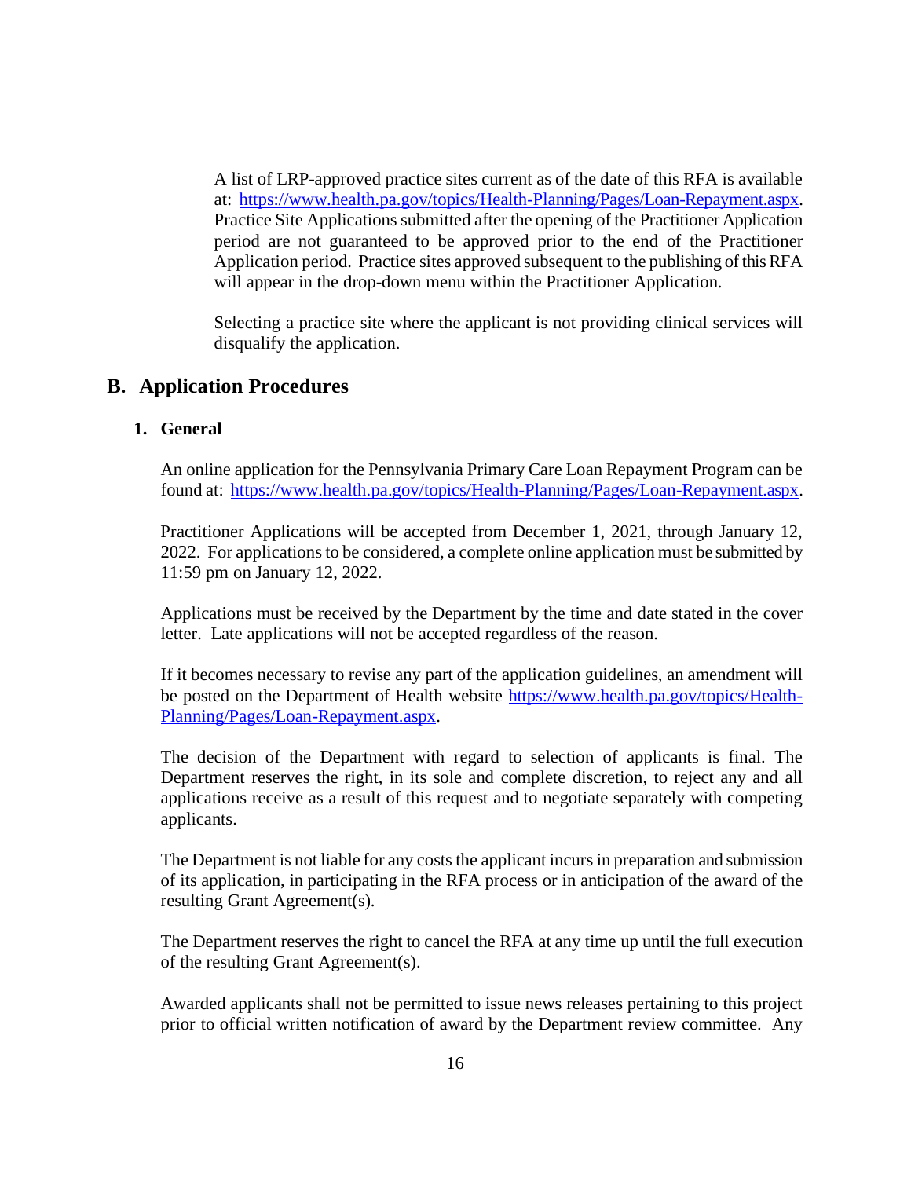A list of LRP-approved practice sites current as of the date of this RFA is available at: https://www.health.pa.gov/topics/Health-Planning/Pages/Loan-Repayment.aspx. Practice Site Applications submitted after the opening of the Practitioner Application period are not guaranteed to be approved prior to the end of the Practitioner Application period. Practice sites approved subsequent to the publishing of this RFA will appear in the drop-down menu within the Practitioner Application.

Selecting a practice site where the applicant is not providing clinical services will disqualify the application.

## B. Application Procedures

### 1. General

An online application for the Pennsylvania Primary Care Loan Repayment Program can be found at: https://www.health.pa.gov/topics/Health-Planning/Pages/Loan-Repayment.aspx.

Practitioner Applications will be accepted from December 1, 2021, through January 12, 2022. For applications to be considered, a complete online application must be submitted by 11:59 pm on January 12, 2022.

Applications must be received by the Department by the time and date stated in the cover letter. Late applications will not be accepted regardless of the reason.

If it becomes necessary to revise any part of the application guidelines, an amendment will be posted on the Department of Health website https://www.health.pa.gov/topics/Health-Planning/Pages/Loan-Repayment.aspx.

The decision of the Department with regard to selection of applicants is final. The Department reserves the right, in its sole and complete discretion, to reject any and all applications receive as a result of this request and to negotiate separately with competing applicants.

The Department is not liable for any costs the applicant incurs in preparation and submission of its application, in participating in the RFA process or in anticipation of the award of the resulting Grant Agreement(s).

The Department reserves the right to cancel the RFA at any time up until the full execution of the resulting Grant Agreement(s).

Awarded applicants shall not be permitted to issue news releases pertaining to this project prior to official written notification of award by the Department review committee. Any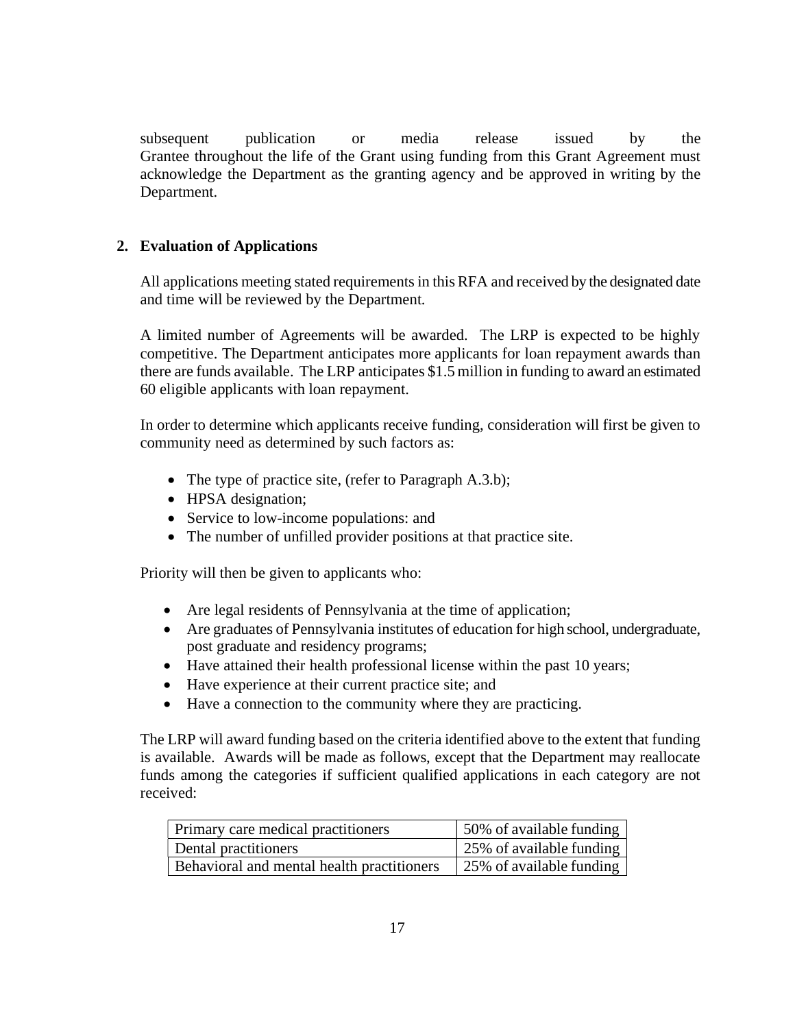subsequent publication or media release issued by the Grantee throughout the life of the Grant using funding from this Grant Agreement must acknowledge the Department as the granting agency and be approved in writing by the Department.

**2. Evaluation of Applications**

All applications meeting stated requirements in this RFA and received by the designated date and time will be reviewed by the Department.

A limited number of Agreements will be awarded. The LRP is expected to be highly competitive. The Department anticipates more applicants for loan repayment awards than there are funds available. The LRP anticipates $1.5 million in funding to award an estimated 60 eligible applicants with loan repayment.

In order to determine which applicants receive funding, consideration will first be given to community need as determined by such factors as:

- The type of practice site, (refer to Paragraph A.3.b);
- HPSA designation;
- Service to low-income populations: and
- The number of unfilled provider positions at that practice site.

Priority will then be given to applicants who:

- Are legal residents of Pennsylvania at the time of application;
- Are graduates of Pennsylvania institutes of education for high school, undergraduate, post graduate and residency programs;
- Have attained their health professional license within the past 10 years;
- Have experience at their current practice site; and
- Have a connection to the community where they are practicing.

The LRP will award funding based on the criteria identified above to the extent that funding is available. Awards will be made as follows, except that the Department may reallocate funds among the categories if sufficient qualified applications in each category are not received:

| | |
|---|---|
| Primary care medical practitioners | 50% of available funding |
| Dental practitioners | 25% of available funding |
| Behavioral and mental health practitioners | 25% of available funding |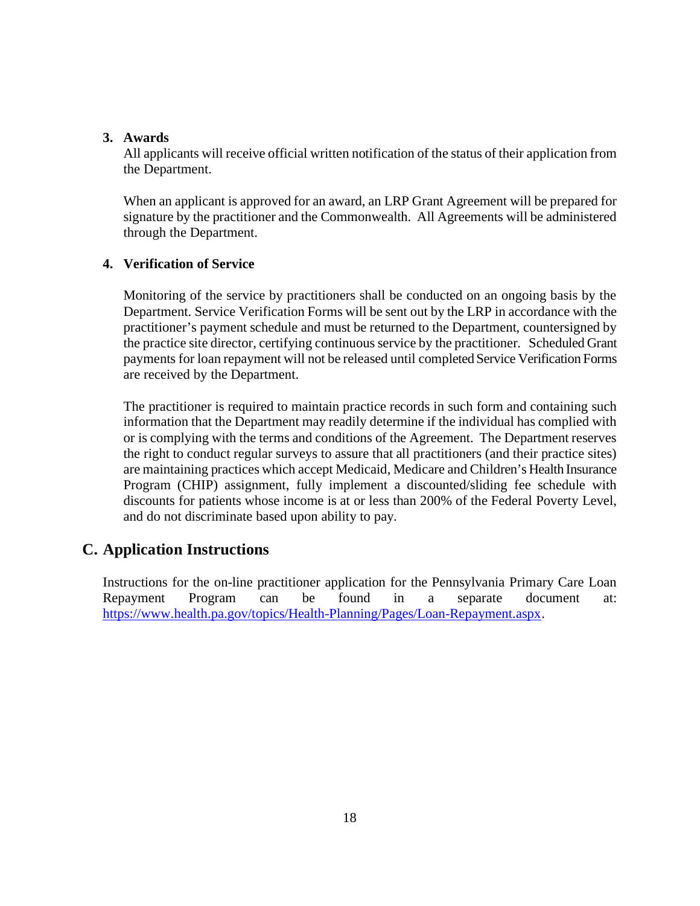3. **Awards**

   All applicants will receive official written notification of the status of their application from the Department.

   When an applicant is approved for an award, an LRP Grant Agreement will be prepared for signature by the practitioner and the Commonwealth. All Agreements will be administered through the Department.

4. **Verification of Service**

   Monitoring of the service by practitioners shall be conducted on an ongoing basis by the Department. Service Verification Forms will be sent out by the LRP in accordance with the practitioner's payment schedule and must be returned to the Department, countersigned by the practice site director, certifying continuous service by the practitioner. Scheduled Grant payments for loan repayment will not be released until completed Service Verification Forms are received by the Department.

   The practitioner is required to maintain practice records in such form and containing such information that the Department may readily determine if the individual has complied with or is complying with the terms and conditions of the Agreement. The Department reserves the right to conduct regular surveys to assure that all practitioners (and their practice sites) are maintaining practices which accept Medicaid, Medicare and Children's Health Insurance Program (CHIP) assignment, fully implement a discounted/sliding fee schedule with discounts for patients whose income is at or less than 200% of the Federal Poverty Level, and do not discriminate based upon ability to pay.

## C. Application Instructions

Instructions for the on-line practitioner application for the Pennsylvania Primary Care Loan Repayment Program can be found in a separate document at: https://www.health.pa.gov/topics/Health-Planning/Pages/Loan-Repayment.aspx.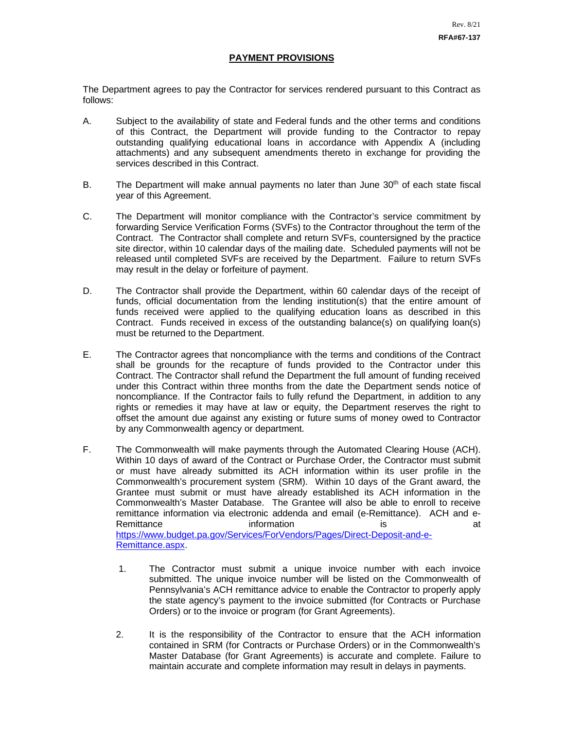Rev. 8/21

**RFA#67-137**

## PAYMENT PROVISIONS

The Department agrees to pay the Contractor for services rendered pursuant to this Contract as follows:

A. Subject to the availability of state and Federal funds and the other terms and conditions of this Contract, the Department will provide funding to the Contractor to repay outstanding qualifying educational loans in accordance with Appendix A (including attachments) and any subsequent amendments thereto in exchange for providing the services described in this Contract.

B. The Department will make annual payments no later than June 30th of each state fiscal year of this Agreement.

C. The Department will monitor compliance with the Contractor's service commitment by forwarding Service Verification Forms (SVFs) to the Contractor throughout the term of the Contract. The Contractor shall complete and return SVFs, countersigned by the practice site director, within 10 calendar days of the mailing date. Scheduled payments will not be released until completed SVFs are received by the Department. Failure to return SVFs may result in the delay or forfeiture of payment.

D. The Contractor shall provide the Department, within 60 calendar days of the receipt of funds, official documentation from the lending institution(s) that the entire amount of funds received were applied to the qualifying education loans as described in this Contract. Funds received in excess of the outstanding balance(s) on qualifying loan(s) must be returned to the Department.

E. The Contractor agrees that noncompliance with the terms and conditions of the Contract shall be grounds for the recapture of funds provided to the Contractor under this Contract. The Contractor shall refund the Department the full amount of funding received under this Contract within three months from the date the Department sends notice of noncompliance. If the Contractor fails to fully refund the Department, in addition to any rights or remedies it may have at law or equity, the Department reserves the right to offset the amount due against any existing or future sums of money owed to Contractor by any Commonwealth agency or department.

F. The Commonwealth will make payments through the Automated Clearing House (ACH). Within 10 days of award of the Contract or Purchase Order, the Contractor must submit or must have already submitted its ACH information within its user profile in the Commonwealth's procurement system (SRM). Within 10 days of the Grant award, the Grantee must submit or must have already established its ACH information in the Commonwealth's Master Database. The Grantee will also be able to enroll to receive remittance information via electronic addenda and email (e-Remittance). ACH and e-Remittance information is at [https://www.budget.pa.gov/Services/ForVendors/Pages/Direct-Deposit-and-e-Remittance.aspx](https://www.budget.pa.gov/Services/ForVendors/Pages/Direct-Deposit-and-e-Remittance.aspx).

   1. The Contractor must submit a unique invoice number with each invoice submitted. The unique invoice number will be listed on the Commonwealth of Pennsylvania's ACH remittance advice to enable the Contractor to properly apply the state agency's payment to the invoice submitted (for Contracts or Purchase Orders) or to the invoice or program (for Grant Agreements).

   2. It is the responsibility of the Contractor to ensure that the ACH information contained in SRM (for Contracts or Purchase Orders) or in the Commonwealth's Master Database (for Grant Agreements) is accurate and complete. Failure to maintain accurate and complete information may result in delays in payments.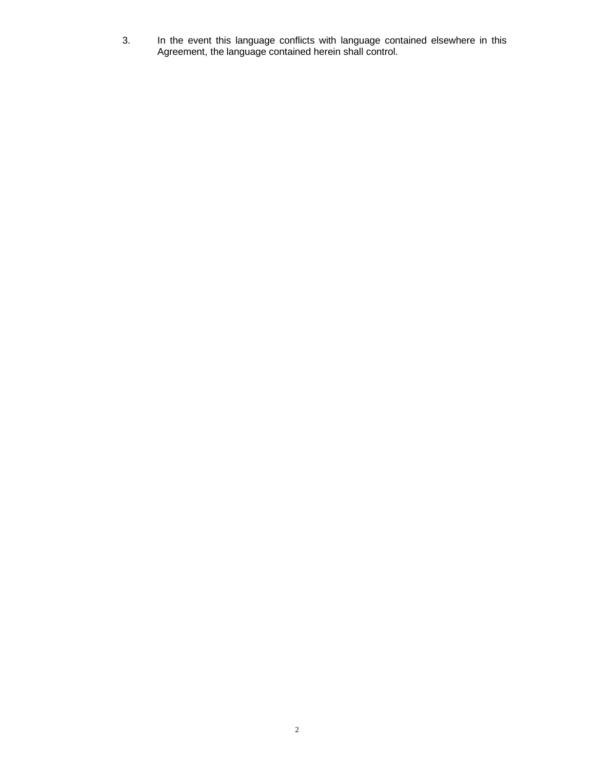3. In the event this language conflicts with language contained elsewhere in this Agreement, the language contained herein shall control.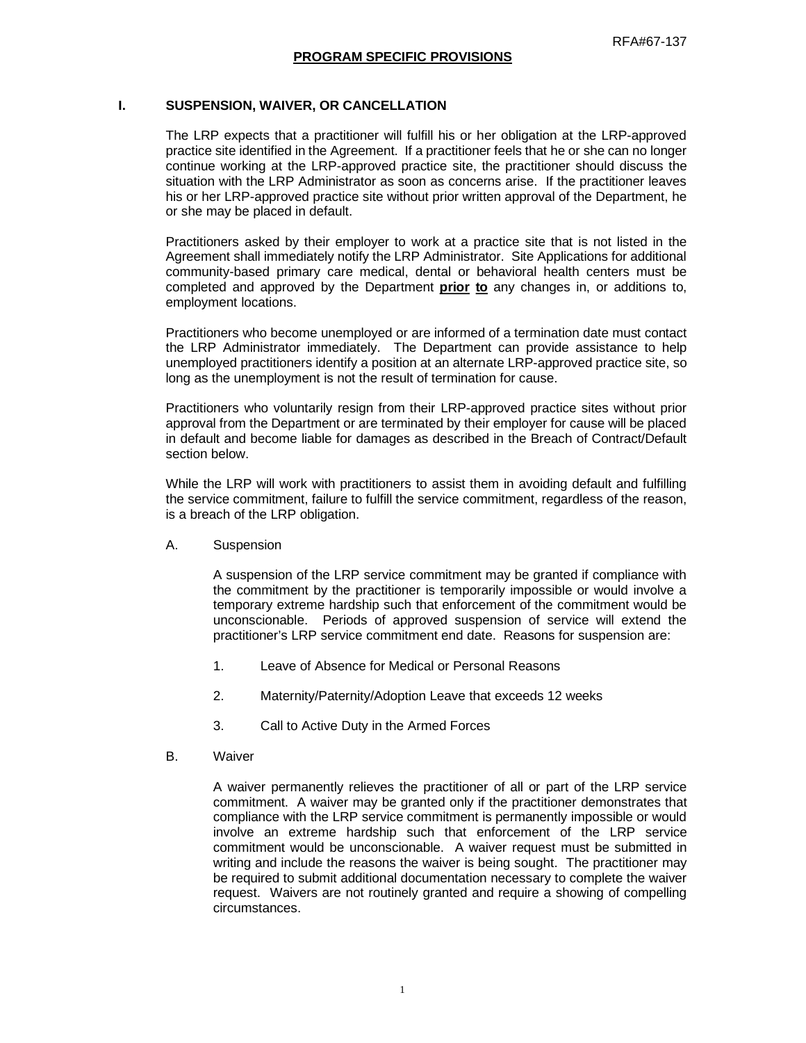## PROGRAM SPECIFIC PROVISIONS

### I. SUSPENSION, WAIVER, OR CANCELLATION

The LRP expects that a practitioner will fulfill his or her obligation at the LRP-approved practice site identified in the Agreement. If a practitioner feels that he or she can no longer continue working at the LRP-approved practice site, the practitioner should discuss the situation with the LRP Administrator as soon as concerns arise. If the practitioner leaves his or her LRP-approved practice site without prior written approval of the Department, he or she may be placed in default.

Practitioners asked by their employer to work at a practice site that is not listed in the Agreement shall immediately notify the LRP Administrator. Site Applications for additional community-based primary care medical, dental or behavioral health centers must be completed and approved by the Department **prior to** any changes in, or additions to, employment locations.

Practitioners who become unemployed or are informed of a termination date must contact the LRP Administrator immediately. The Department can provide assistance to help unemployed practitioners identify a position at an alternate LRP-approved practice site, so long as the unemployment is not the result of termination for cause.

Practitioners who voluntarily resign from their LRP-approved practice sites without prior approval from the Department or are terminated by their employer for cause will be placed in default and become liable for damages as described in the Breach of Contract/Default section below.

While the LRP will work with practitioners to assist them in avoiding default and fulfilling the service commitment, failure to fulfill the service commitment, regardless of the reason, is a breach of the LRP obligation.

A. Suspension

A suspension of the LRP service commitment may be granted if compliance with the commitment by the practitioner is temporarily impossible or would involve a temporary extreme hardship such that enforcement of the commitment would be unconscionable. Periods of approved suspension of service will extend the practitioner's LRP service commitment end date. Reasons for suspension are:

1. Leave of Absence for Medical or Personal Reasons
2. Maternity/Paternity/Adoption Leave that exceeds 12 weeks
3. Call to Active Duty in the Armed Forces

B. Waiver

A waiver permanently relieves the practitioner of all or part of the LRP service commitment. A waiver may be granted only if the practitioner demonstrates that compliance with the LRP service commitment is permanently impossible or would involve an extreme hardship such that enforcement of the LRP service commitment would be unconscionable. A waiver request must be submitted in writing and include the reasons the waiver is being sought. The practitioner may be required to submit additional documentation necessary to complete the waiver request. Waivers are not routinely granted and require a showing of compelling circumstances.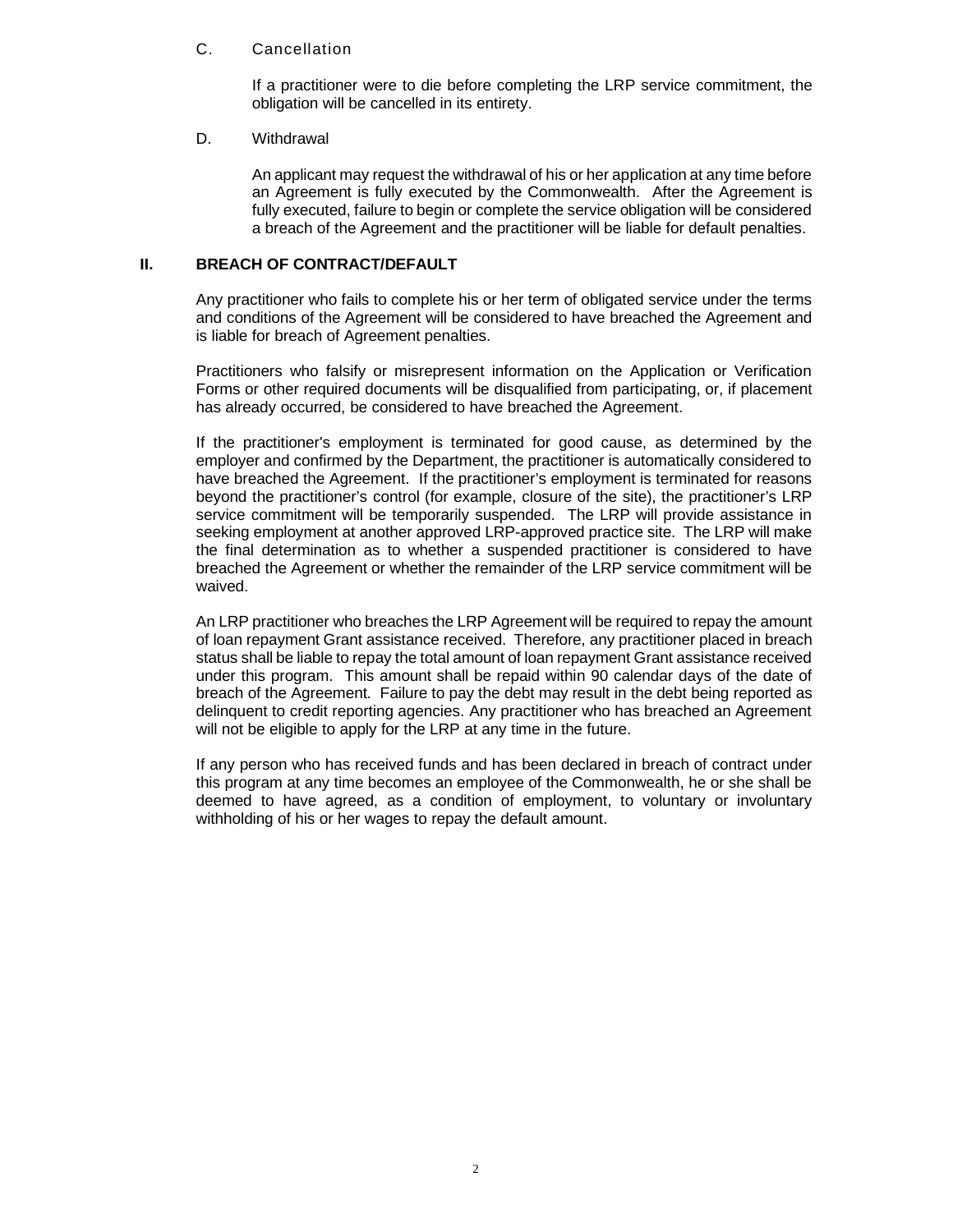### C. Cancellation

If a practitioner were to die before completing the LRP service commitment, the obligation will be cancelled in its entirety.

### D. Withdrawal

An applicant may request the withdrawal of his or her application at any time before an Agreement is fully executed by the Commonwealth. After the Agreement is fully executed, failure to begin or complete the service obligation will be considered a breach of the Agreement and the practitioner will be liable for default penalties.

## II. BREACH OF CONTRACT/DEFAULT

Any practitioner who fails to complete his or her term of obligated service under the terms and conditions of the Agreement will be considered to have breached the Agreement and is liable for breach of Agreement penalties.

Practitioners who falsify or misrepresent information on the Application or Verification Forms or other required documents will be disqualified from participating, or, if placement has already occurred, be considered to have breached the Agreement.

If the practitioner's employment is terminated for good cause, as determined by the employer and confirmed by the Department, the practitioner is automatically considered to have breached the Agreement. If the practitioner's employment is terminated for reasons beyond the practitioner's control (for example, closure of the site), the practitioner's LRP service commitment will be temporarily suspended. The LRP will provide assistance in seeking employment at another approved LRP-approved practice site. The LRP will make the final determination as to whether a suspended practitioner is considered to have breached the Agreement or whether the remainder of the LRP service commitment will be waived.

An LRP practitioner who breaches the LRP Agreement will be required to repay the amount of loan repayment Grant assistance received. Therefore, any practitioner placed in breach status shall be liable to repay the total amount of loan repayment Grant assistance received under this program. This amount shall be repaid within 90 calendar days of the date of breach of the Agreement. Failure to pay the debt may result in the debt being reported as delinquent to credit reporting agencies. Any practitioner who has breached an Agreement will not be eligible to apply for the LRP at any time in the future.

If any person who has received funds and has been declared in breach of contract under this program at any time becomes an employee of the Commonwealth, he or she shall be deemed to have agreed, as a condition of employment, to voluntary or involuntary withholding of his or her wages to repay the default amount.